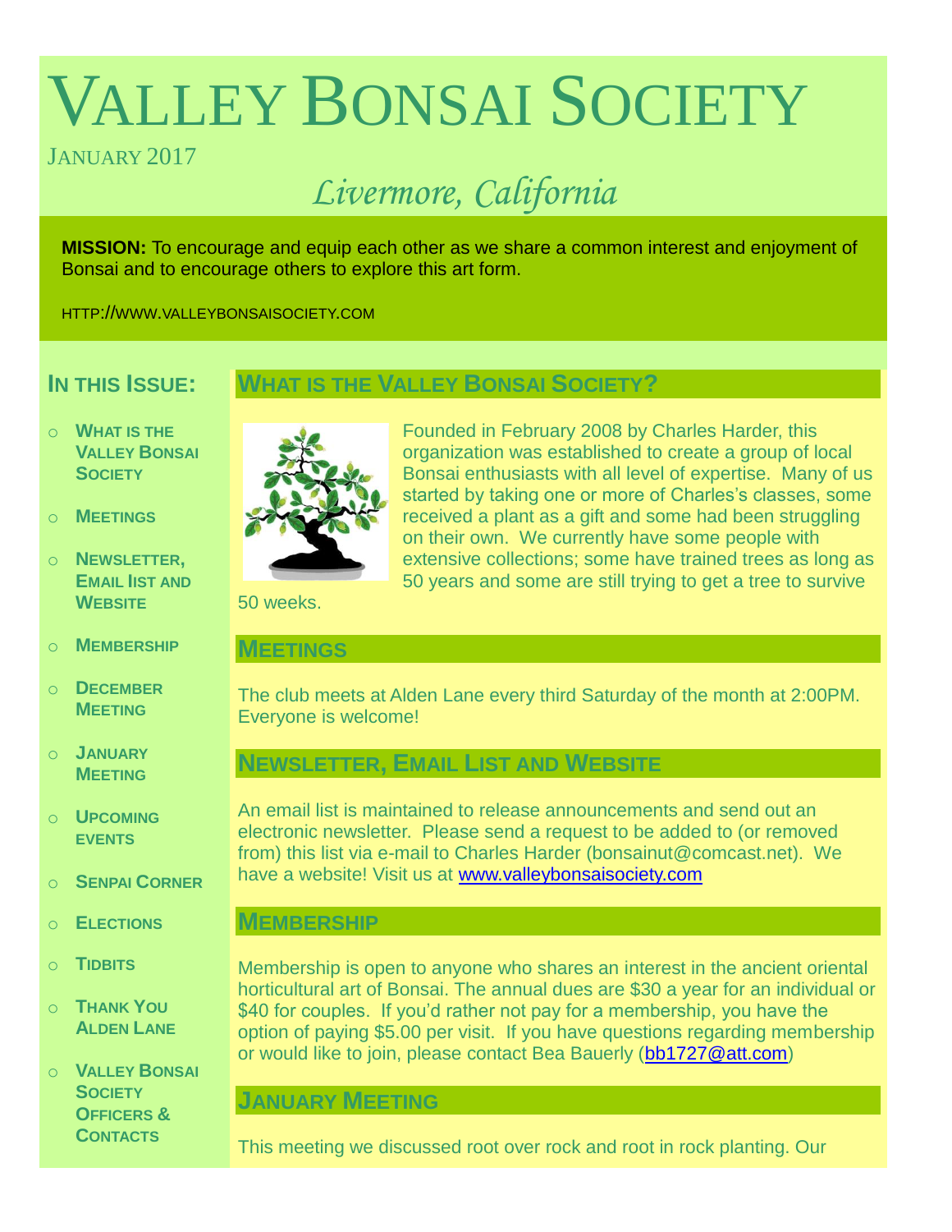# VALLEY BONSAI SOCIETY

JANUARY 2017

*Livermore, California*

**MISSION:** To encourage and equip each other as we share a common interest and enjoyment of Bonsai and to encourage others to explore this art form.

HTTP://WWW.VALLEYBONSAISOCIETY.COM

## IN THIS ISSUE:

- WHAT IS THE VALLEY BONSAI SOCIETY
- MEETINGS
- NEWSLETTER, EMAIL LIST AND WEBSITE
- MEMBERSHIP
- DECEMBER MEETING
- JANUARY MEETING
- UPCOMING EVENTS
- SENPAI CORNER
- ELECTIONS
- TIDBITS
- THANK YOU ALDEN LANE
- VALLEY BONSAI SOCIETY OFFICERS & CONTACTS

## WHAT IS THE VALLEY BONSAI SOCIETY?

Founded in February 2008 by Charles Harder, this organization was established to create a group of local Bonsai enthusiasts with all level of expertise. Many of us started by taking one or more of Charles's classes, some received a plant as a gift and some had been struggling on their own. We currently have some people with extensive collections; some have trained trees as long as 50 years and some are still trying to get a tree to survive 50 weeks.

## MEETINGS

The club meets at Alden Lane every third Saturday of the month at 2:00PM. Everyone is welcome!

## NEWSLETTER, EMAIL LIST AND WEBSITE

An email list is maintained to release announcements and send out an electronic newsletter. Please send a request to be added to (or removed from) this list via e-mail to Charles Harder (bonsainut@comcast.net). We have a website! Visit us at www.valleybonsaisociety.com

## MEMBERSHIP

Membership is open to anyone who shares an interest in the ancient oriental horticultural art of Bonsai. The annual dues are $30 a year for an individual or $40 for couples. If you'd rather not pay for a membership, you have the option of paying $5.00 per visit. If you have questions regarding membership or would like to join, please contact Bea Bauerly (bb1727@att.com)

## JANUARY MEETING

This meeting we discussed root over rock and root in rock planting. Our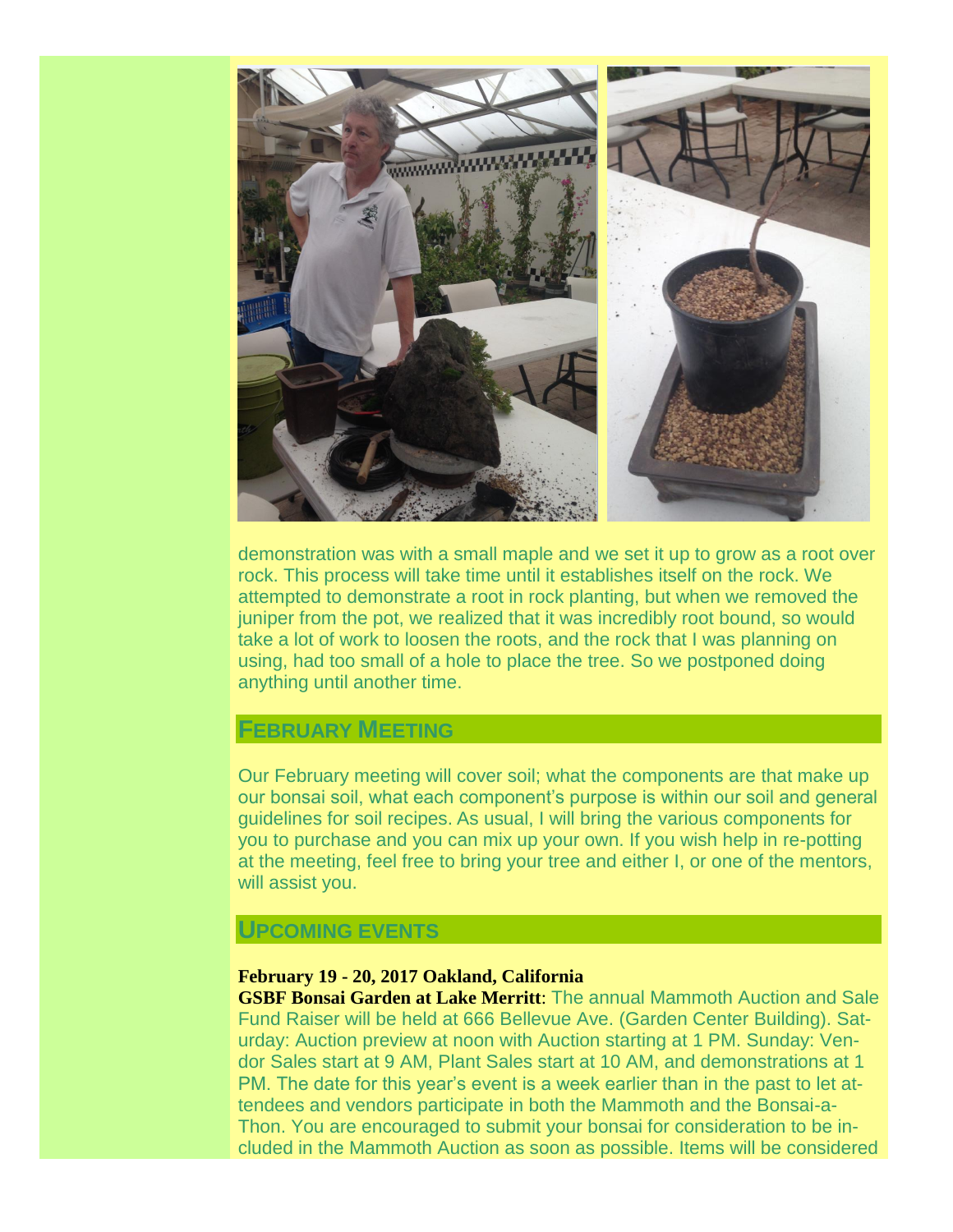demonstration was with a small maple and we set it up to grow as a root over rock. This process will take time until it establishes itself on the rock. We attempted to demonstrate a root in rock planting, but when we removed the juniper from the pot, we realized that it was incredibly root bound, so would take a lot of work to loosen the roots, and the rock that I was planning on using, had too small of a hole to place the tree. So we postponed doing anything until another time.

## February Meeting

Our February meeting will cover soil; what the components are that make up our bonsai soil, what each component's purpose is within our soil and general guidelines for soil recipes. As usual, I will bring the various components for you to purchase and you can mix up your own. If you wish help in re-potting at the meeting, feel free to bring your tree and either I, or one of the mentors, will assist you.

## Upcoming events

**February 19 - 20, 2017 Oakland, California**
**GSBF Bonsai Garden at Lake Merritt**: The annual Mammoth Auction and Sale Fund Raiser will be held at 666 Bellevue Ave. (Garden Center Building). Saturday: Auction preview at noon with Auction starting at 1 PM. Sunday: Vendor Sales start at 9 AM, Plant Sales start at 10 AM, and demonstrations at 1 PM. The date for this year's event is a week earlier than in the past to let attendees and vendors participate in both the Mammoth and the Bonsai-a-Thon. You are encouraged to submit your bonsai for consideration to be included in the Mammoth Auction as soon as possible. Items will be considered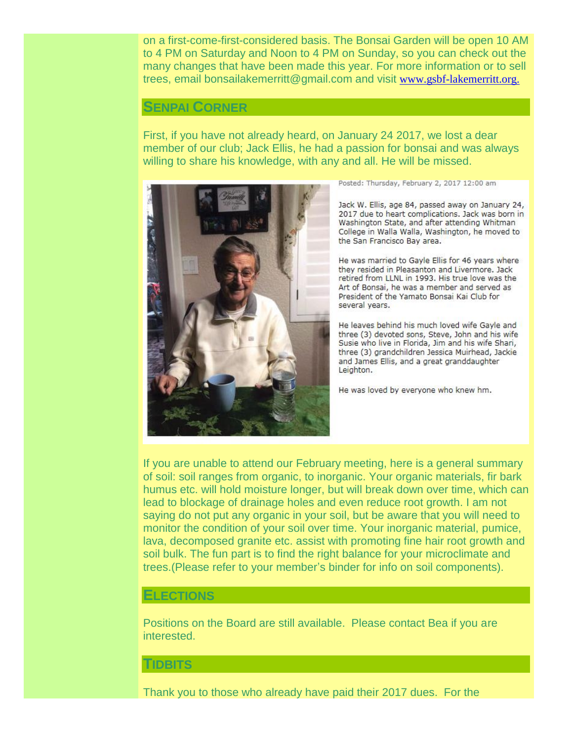on a first-come-first-considered basis. The Bonsai Garden will be open 10 AM to 4 PM on Saturday and Noon to 4 PM on Sunday, so you can check out the many changes that have been made this year. For more information or to sell trees, email bonsailakemerritt@gmail.com and visit www.gsbf-lakemerritt.org.

## SENPAI CORNER

First, if you have not already heard, on January 24 2017, we lost a dear member of our club; Jack Ellis, he had a passion for bonsai and was always willing to share his knowledge, with any and all. He will be missed.

Posted: Thursday, February 2, 2017 12:00 am

Jack W. Ellis, age 84, passed away on January 24, 2017 due to heart complications. Jack was born in Washington State, and after attending Whitman College in Walla Walla, Washington, he moved to the San Francisco Bay area.

He was married to Gayle Ellis for 46 years where they resided in Pleasanton and Livermore. Jack retired from LLNL in 1993. His true love was the Art of Bonsai, he was a member and served as President of the Yamato Bonsai Kai Club for several years.

He leaves behind his much loved wife Gayle and three (3) devoted sons, Steve, John and his wife Susie who live in Florida, Jim and his wife Shari, three (3) grandchildren Jessica Muirhead, Jackie and James Ellis, and a great granddaughter Leighton.

He was loved by everyone who knew hm.

If you are unable to attend our February meeting, here is a general summary of soil: soil ranges from organic, to inorganic. Your organic materials, fir bark humus etc. will hold moisture longer, but will break down over time, which can lead to blockage of drainage holes and even reduce root growth. I am not saying do not put any organic in your soil, but be aware that you will need to monitor the condition of your soil over time. Your inorganic material, pumice, lava, decomposed granite etc. assist with promoting fine hair root growth and soil bulk. The fun part is to find the right balance for your microclimate and trees.(Please refer to your member's binder for info on soil components).

## ELECTIONS

Positions on the Board are still available. Please contact Bea if you are interested.

## TIDBITS

Thank you to those who already have paid their 2017 dues. For the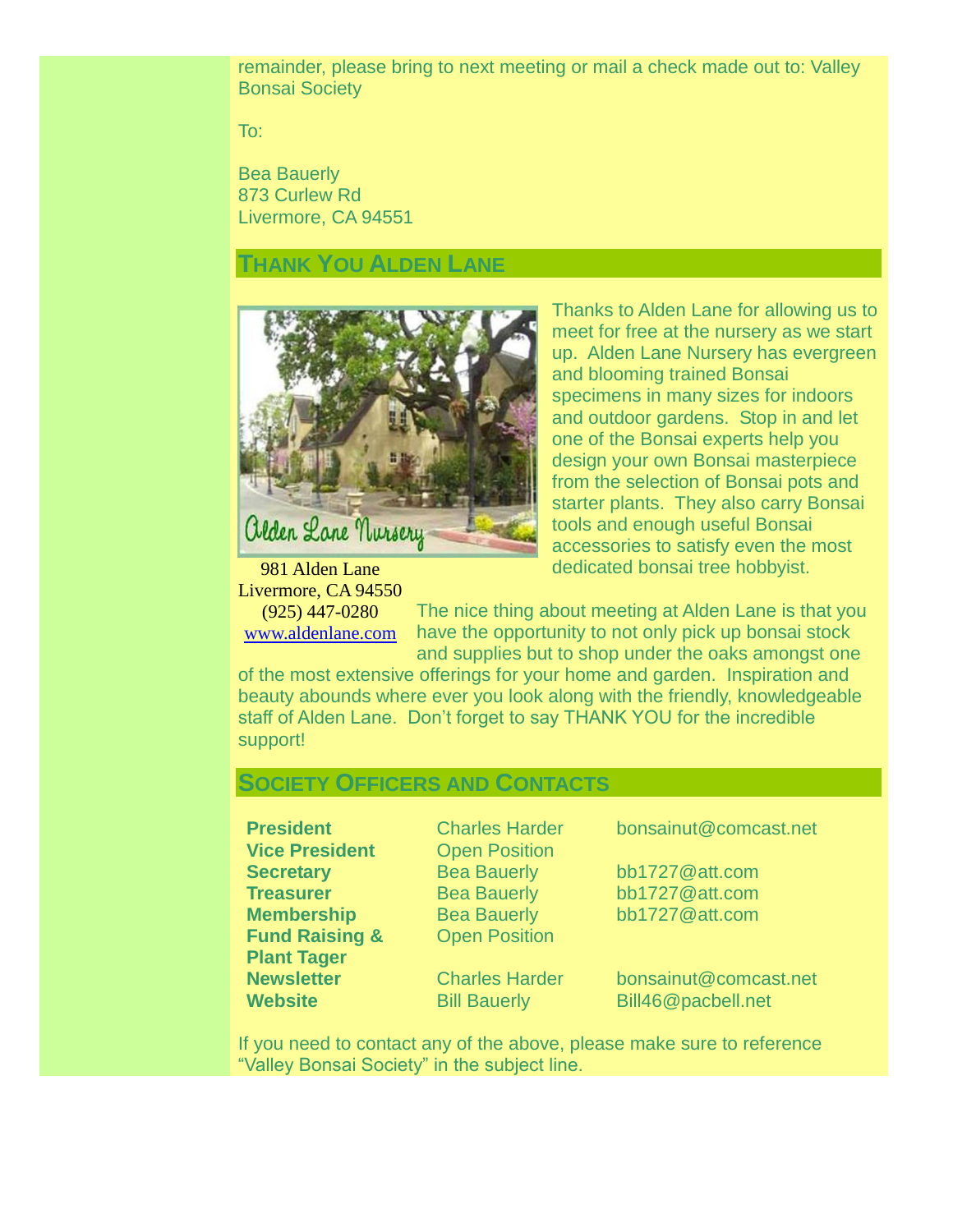remainder, please bring to next meeting or mail a check made out to: Valley Bonsai Society

To:

Bea Bauerly
873 Curlew Rd
Livermore, CA 94551

## THANK YOU ALDEN LANE

Alden Lane Nursery

981 Alden Lane
Livermore, CA 94550
(925) 447-0280
www.aldenlane.com

Thanks to Alden Lane for allowing us to meet for free at the nursery as we start up. Alden Lane Nursery has evergreen and blooming trained Bonsai specimens in many sizes for indoors and outdoor gardens. Stop in and let one of the Bonsai experts help you design your own Bonsai masterpiece from the selection of Bonsai pots and starter plants. They also carry Bonsai tools and enough useful Bonsai accessories to satisfy even the most dedicated bonsai tree hobbyist.

The nice thing about meeting at Alden Lane is that you have the opportunity to not only pick up bonsai stock and supplies but to shop under the oaks amongst one of the most extensive offerings for your home and garden. Inspiration and beauty abounds where ever you look along with the friendly, knowledgeable staff of Alden Lane. Don't forget to say THANK YOU for the incredible support!

## SOCIETY OFFICERS AND CONTACTS

| | | |
|---|---|---|
| **President** | Charles Harder | bonsainut@comcast.net |
| **Vice President** | Open Position | |
| **Secretary** | Bea Bauerly | bb1727@att.com |
| **Treasurer** | Bea Bauerly | bb1727@att.com |
| **Membership** | Bea Bauerly | bb1727@att.com |
| **Fund Raising & Plant Tager** | Open Position | |
| **Newsletter** | Charles Harder | bonsainut@comcast.net |
| **Website** | Bill Bauerly | Bill46@pacbell.net |

If you need to contact any of the above, please make sure to reference "Valley Bonsai Society" in the subject line.